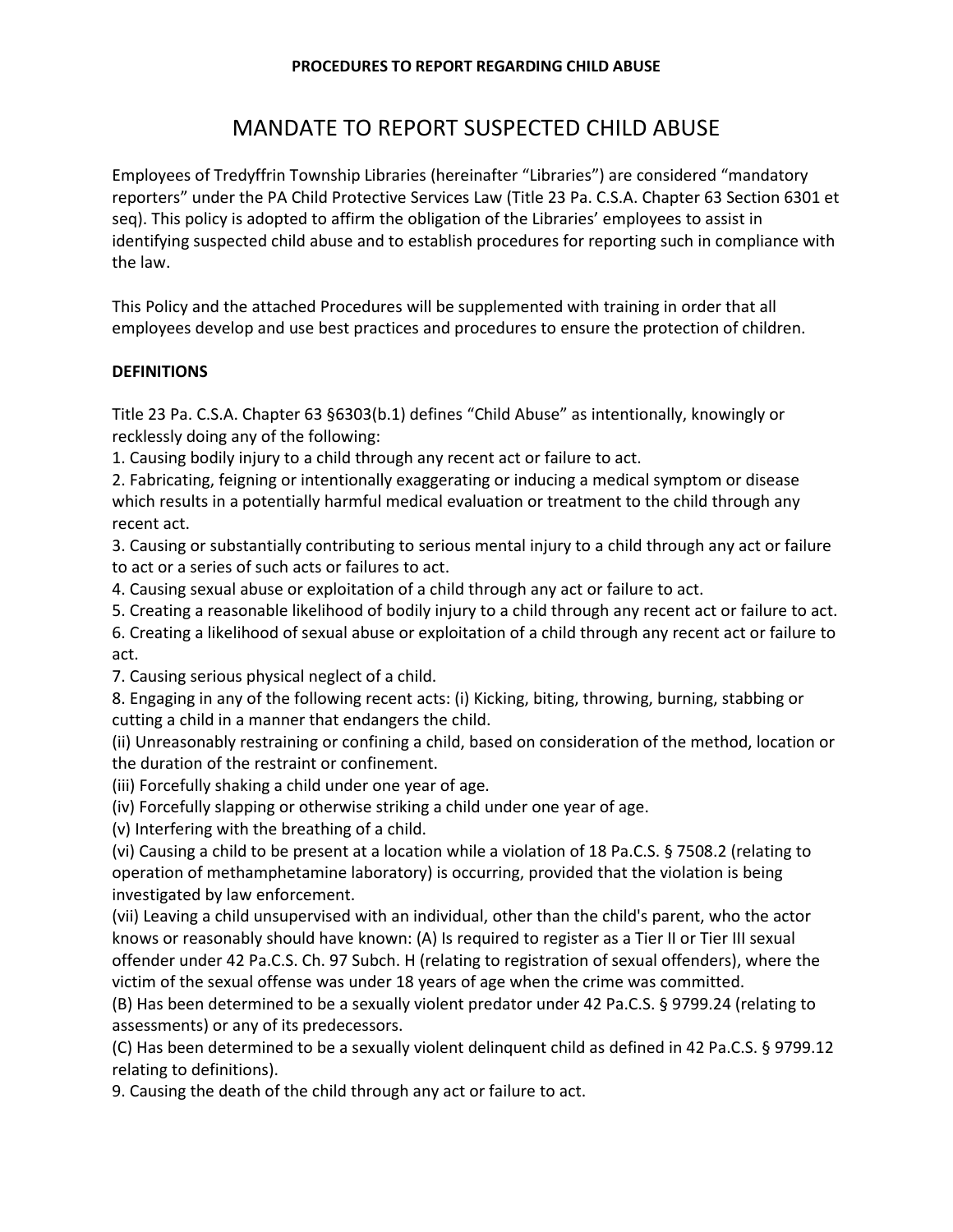**PROCEDURES TO REPORT REGARDING CHILD ABUSE**

# MANDATE TO REPORT SUSPECTED CHILD ABUSE

Employees of Tredyffrin Township Libraries (hereinafter "Libraries") are considered "mandatory reporters" under the PA Child Protective Services Law (Title 23 Pa. C.S.A. Chapter 63 Section 6301 et seq). This policy is adopted to affirm the obligation of the Libraries' employees to assist in identifying suspected child abuse and to establish procedures for reporting such in compliance with the law.

This Policy and the attached Procedures will be supplemented with training in order that all employees develop and use best practices and procedures to ensure the protection of children.

**DEFINITIONS**

Title 23 Pa. C.S.A. Chapter 63 §6303(b.1) defines "Child Abuse" as intentionally, knowingly or recklessly doing any of the following:

1. Causing bodily injury to a child through any recent act or failure to act.
2. Fabricating, feigning or intentionally exaggerating or inducing a medical symptom or disease which results in a potentially harmful medical evaluation or treatment to the child through any recent act.
3. Causing or substantially contributing to serious mental injury to a child through any act or failure to act or a series of such acts or failures to act.
4. Causing sexual abuse or exploitation of a child through any act or failure to act.
5. Creating a reasonable likelihood of bodily injury to a child through any recent act or failure to act.
6. Creating a likelihood of sexual abuse or exploitation of a child through any recent act or failure to act.
7. Causing serious physical neglect of a child.
8. Engaging in any of the following recent acts: (i) Kicking, biting, throwing, burning, stabbing or cutting a child in a manner that endangers the child.

(ii) Unreasonably restraining or confining a child, based on consideration of the method, location or the duration of the restraint or confinement.

(iii) Forcefully shaking a child under one year of age.

(iv) Forcefully slapping or otherwise striking a child under one year of age.

(v) Interfering with the breathing of a child.

(vi) Causing a child to be present at a location while a violation of 18 Pa.C.S. § 7508.2 (relating to operation of methamphetamine laboratory) is occurring, provided that the violation is being investigated by law enforcement.

(vii) Leaving a child unsupervised with an individual, other than the child's parent, who the actor knows or reasonably should have known: (A) Is required to register as a Tier II or Tier III sexual offender under 42 Pa.C.S. Ch. 97 Subch. H (relating to registration of sexual offenders), where the victim of the sexual offense was under 18 years of age when the crime was committed.

(B) Has been determined to be a sexually violent predator under 42 Pa.C.S. § 9799.24 (relating to assessments) or any of its predecessors.

(C) Has been determined to be a sexually violent delinquent child as defined in 42 Pa.C.S. § 9799.12 relating to definitions).

9. Causing the death of the child through any act or failure to act.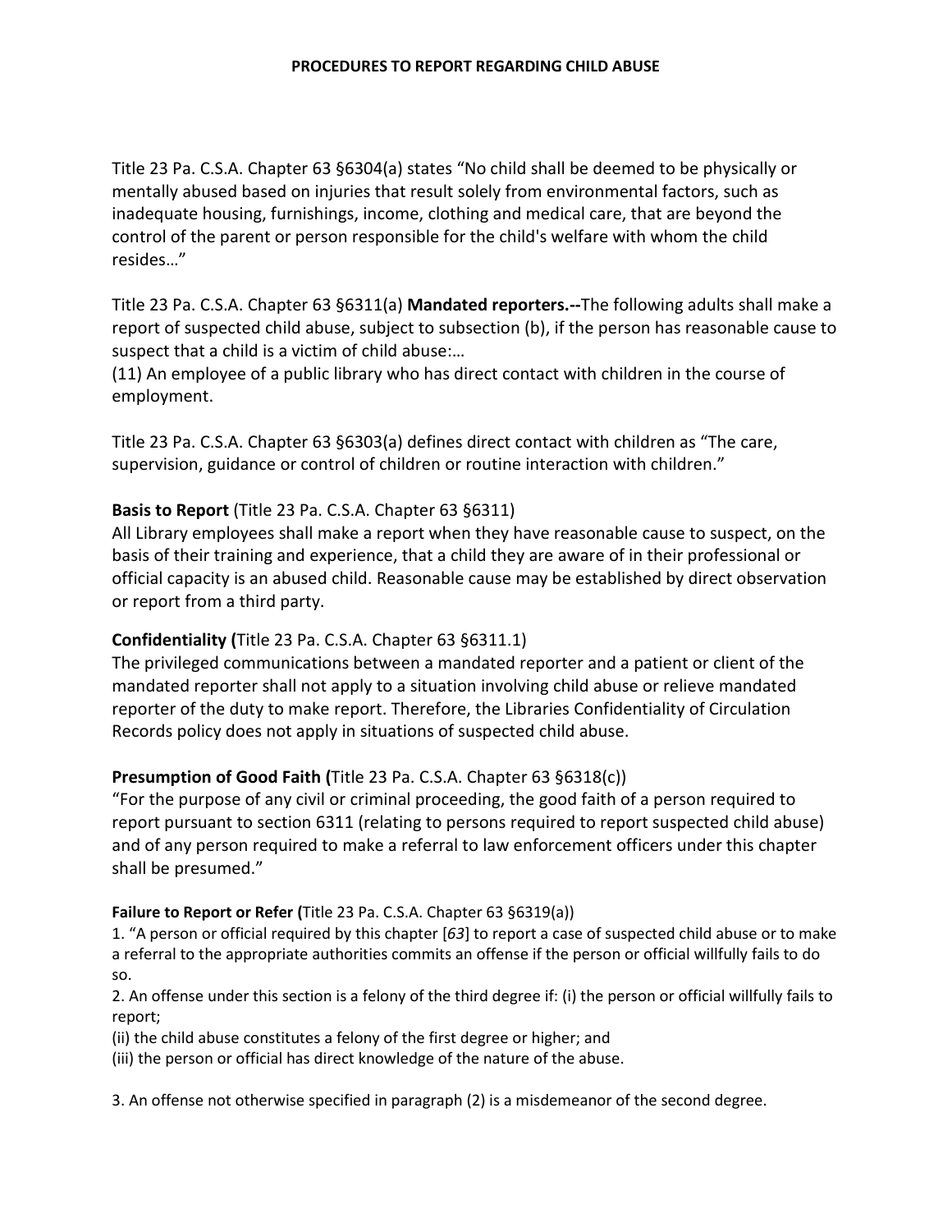# PROCEDURES TO REPORT REGARDING CHILD ABUSE

Title 23 Pa. C.S.A. Chapter 63 §6304(a) states "No child shall be deemed to be physically or mentally abused based on injuries that result solely from environmental factors, such as inadequate housing, furnishings, income, clothing and medical care, that are beyond the control of the parent or person responsible for the child's welfare with whom the child resides…"

Title 23 Pa. C.S.A. Chapter 63 §6311(a) **Mandated reporters.--**The following adults shall make a report of suspected child abuse, subject to subsection (b), if the person has reasonable cause to suspect that a child is a victim of child abuse:…

(11) An employee of a public library who has direct contact with children in the course of employment.

Title 23 Pa. C.S.A. Chapter 63 §6303(a) defines direct contact with children as "The care, supervision, guidance or control of children or routine interaction with children."

**Basis to Report** (Title 23 Pa. C.S.A. Chapter 63 §6311)

All Library employees shall make a report when they have reasonable cause to suspect, on the basis of their training and experience, that a child they are aware of in their professional or official capacity is an abused child. Reasonable cause may be established by direct observation or report from a third party.

**Confidentiality (**Title 23 Pa. C.S.A. Chapter 63 §6311.1)

The privileged communications between a mandated reporter and a patient or client of the mandated reporter shall not apply to a situation involving child abuse or relieve mandated reporter of the duty to make report. Therefore, the Libraries Confidentiality of Circulation Records policy does not apply in situations of suspected child abuse.

**Presumption of Good Faith (**Title 23 Pa. C.S.A. Chapter 63 §6318(c))

"For the purpose of any civil or criminal proceeding, the good faith of a person required to report pursuant to section 6311 (relating to persons required to report suspected child abuse) and of any person required to make a referral to law enforcement officers under this chapter shall be presumed."

**Failure to Report or Refer (**Title 23 Pa. C.S.A. Chapter 63 §6319(a))

1. "A person or official required by this chapter [*63*] to report a case of suspected child abuse or to make a referral to the appropriate authorities commits an offense if the person or official willfully fails to do so.
2. An offense under this section is a felony of the third degree if: (i) the person or official willfully fails to report;
(ii) the child abuse constitutes a felony of the first degree or higher; and
(iii) the person or official has direct knowledge of the nature of the abuse.

3. An offense not otherwise specified in paragraph (2) is a misdemeanor of the second degree.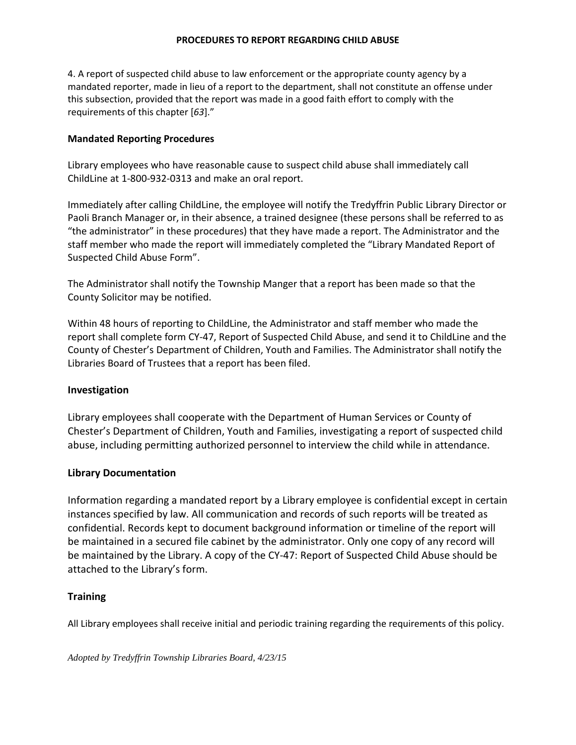4. A report of suspected child abuse to law enforcement or the appropriate county agency by a mandated reporter, made in lieu of a report to the department, shall not constitute an offense under this subsection, provided that the report was made in a good faith effort to comply with the requirements of this chapter [*63*]."

### Mandated Reporting Procedures

Library employees who have reasonable cause to suspect child abuse shall immediately call ChildLine at 1-800-932-0313 and make an oral report.

Immediately after calling ChildLine, the employee will notify the Tredyffrin Public Library Director or Paoli Branch Manager or, in their absence, a trained designee (these persons shall be referred to as "the administrator" in these procedures) that they have made a report. The Administrator and the staff member who made the report will immediately completed the "Library Mandated Report of Suspected Child Abuse Form".

The Administrator shall notify the Township Manger that a report has been made so that the County Solicitor may be notified.

Within 48 hours of reporting to ChildLine, the Administrator and staff member who made the report shall complete form CY-47, Report of Suspected Child Abuse, and send it to ChildLine and the County of Chester's Department of Children, Youth and Families. The Administrator shall notify the Libraries Board of Trustees that a report has been filed.

### Investigation

Library employees shall cooperate with the Department of Human Services or County of Chester's Department of Children, Youth and Families, investigating a report of suspected child abuse, including permitting authorized personnel to interview the child while in attendance.

### Library Documentation

Information regarding a mandated report by a Library employee is confidential except in certain instances specified by law. All communication and records of such reports will be treated as confidential. Records kept to document background information or timeline of the report will be maintained in a secured file cabinet by the administrator. Only one copy of any record will be maintained by the Library. A copy of the CY-47: Report of Suspected Child Abuse should be attached to the Library's form.

### Training

All Library employees shall receive initial and periodic training regarding the requirements of this policy.

*Adopted by Tredyffrin Township Libraries Board, 4/23/15*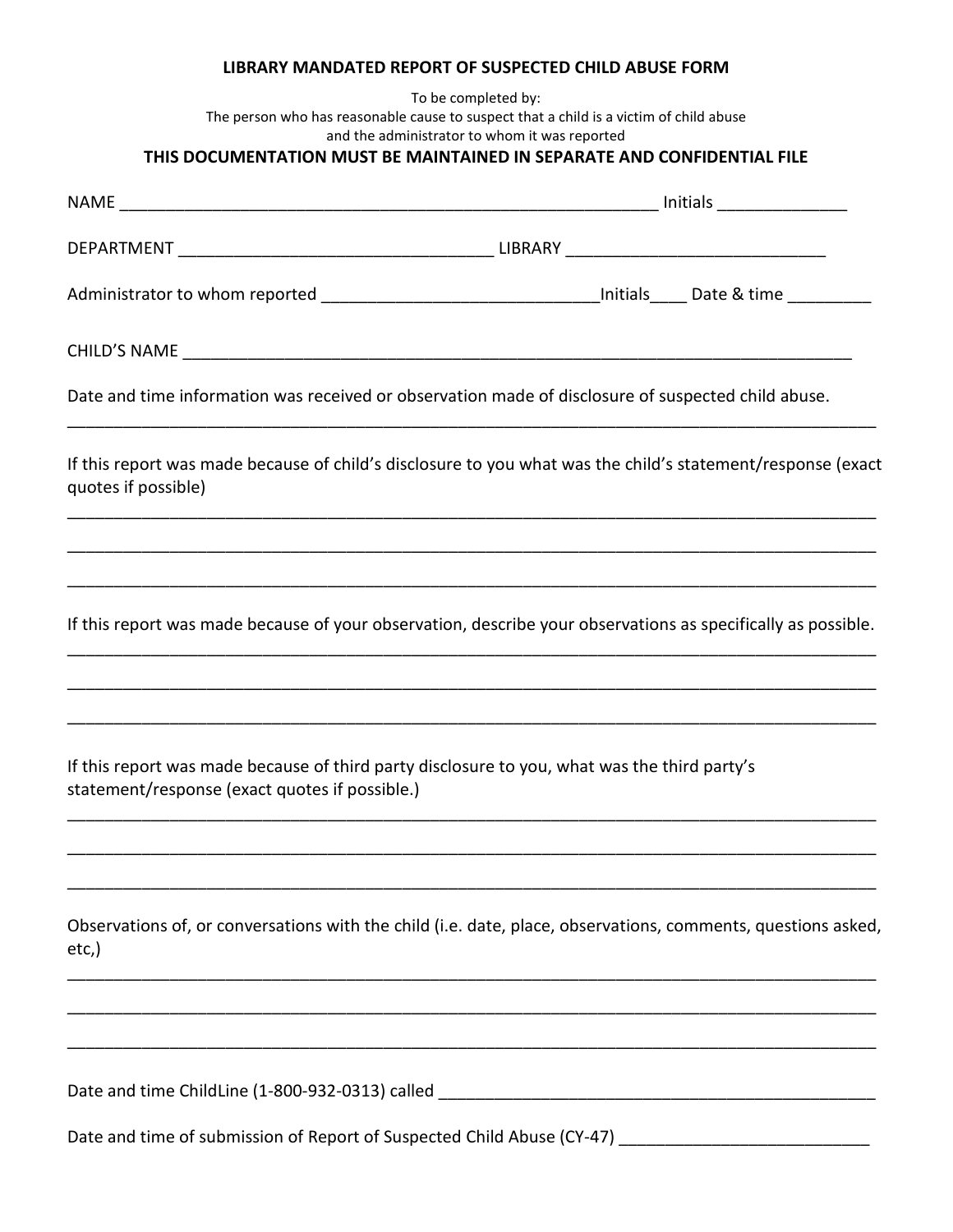**LIBRARY MANDATED REPORT OF SUSPECTED CHILD ABUSE FORM**

To be completed by:
The person who has reasonable cause to suspect that a child is a victim of child abuse
and the administrator to whom it was reported

**THIS DOCUMENTATION MUST BE MAINTAINED IN SEPARATE AND CONFIDENTIAL FILE**

NAME ___________________________________________________________ Initials ______________

DEPARTMENT __________________________________ LIBRARY ___________________________

Administrator to whom reported _____________________________Initials____ Date & time _________

CHILD'S NAME ___________________________________________________________________________

Date and time information was received or observation made of disclosure of suspected child abuse.

_______________________________________________________________________________________

If this report was made because of child's disclosure to you what was the child's statement/response (exact quotes if possible)

_______________________________________________________________________________________

_______________________________________________________________________________________

_______________________________________________________________________________________

If this report was made because of your observation, describe your observations as specifically as possible.

_______________________________________________________________________________________

_______________________________________________________________________________________

_______________________________________________________________________________________

If this report was made because of third party disclosure to you, what was the third party's statement/response (exact quotes if possible.)

_______________________________________________________________________________________

_______________________________________________________________________________________

_______________________________________________________________________________________

Observations of, or conversations with the child (i.e. date, place, observations, comments, questions asked, etc,)

_______________________________________________________________________________________

_______________________________________________________________________________________

_______________________________________________________________________________________

Date and time ChildLine (1-800-932-0313) called _________________________________________________

Date and time of submission of Report of Suspected Child Abuse (CY-47) __________________________